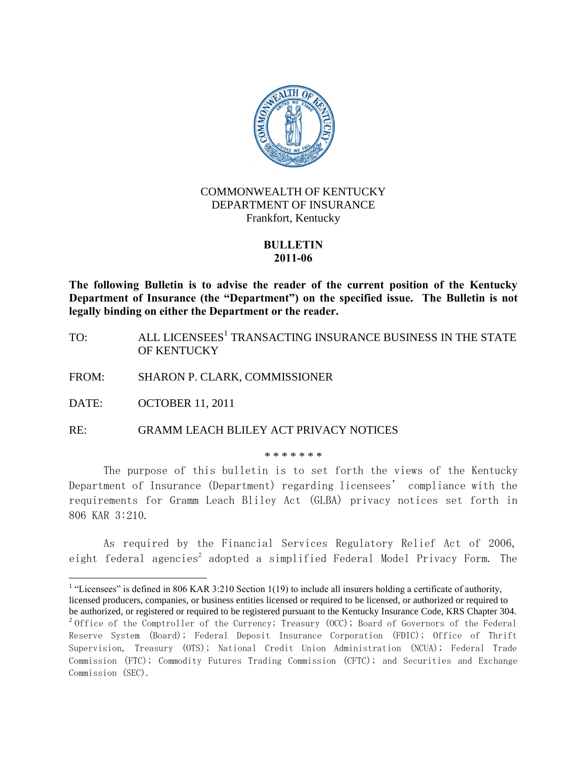COMMONWEALTH OF KENTUCKY
DEPARTMENT OF INSURANCE
Frankfort, Kentucky

**BULLETIN**
**2011-06**

**The following Bulletin is to advise the reader of the current position of the Kentucky Department of Insurance (the "Department") on the specified issue. The Bulletin is not legally binding on either the Department or the reader.**

TO: ALL LICENSEES[1] TRANSACTING INSURANCE BUSINESS IN THE STATE OF KENTUCKY

FROM: SHARON P. CLARK, COMMISSIONER

DATE: OCTOBER 11, 2011

RE: GRAMM LEACH BLILEY ACT PRIVACY NOTICES

\* \* \* \* \* \* \*

The purpose of this bulletin is to set forth the views of the Kentucky Department of Insurance (Department) regarding licensees' compliance with the requirements for Gramm Leach Bliley Act (GLBA) privacy notices set forth in 806 KAR 3:210.

As required by the Financial Services Regulatory Relief Act of 2006, eight federal agencies[2] adopted a simplified Federal Model Privacy Form. The

---

[1] "Licensees" is defined in 806 KAR 3:210 Section 1(19) to include all insurers holding a certificate of authority, licensed producers, companies, or business entities licensed or required to be licensed, or authorized or required to be authorized, or registered or required to be registered pursuant to the Kentucky Insurance Code, KRS Chapter 304.

[2] Office of the Comptroller of the Currency; Treasury (OCC); Board of Governors of the Federal Reserve System (Board); Federal Deposit Insurance Corporation (FDIC); Office of Thrift Supervision, Treasury (OTS); National Credit Union Administration (NCUA); Federal Trade Commission (FTC); Commodity Futures Trading Commission (CFTC); and Securities and Exchange Commission (SEC).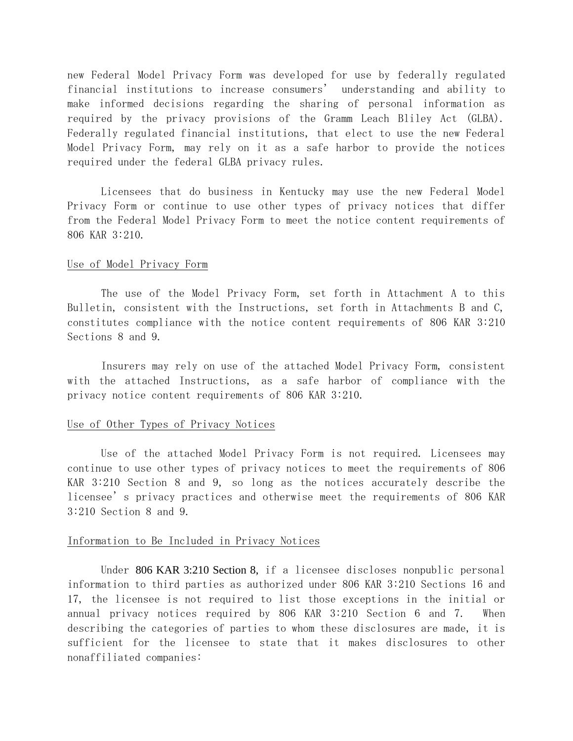new Federal Model Privacy Form was developed for use by federally regulated financial institutions to increase consumers' understanding and ability to make informed decisions regarding the sharing of personal information as required by the privacy provisions of the Gramm Leach Bliley Act (GLBA). Federally regulated financial institutions, that elect to use the new Federal Model Privacy Form, may rely on it as a safe harbor to provide the notices required under the federal GLBA privacy rules.

Licensees that do business in Kentucky may use the new Federal Model Privacy Form or continue to use other types of privacy notices that differ from the Federal Model Privacy Form to meet the notice content requirements of 806 KAR 3:210.

## Use of Model Privacy Form

The use of the Model Privacy Form, set forth in Attachment A to this Bulletin, consistent with the Instructions, set forth in Attachments B and C, constitutes compliance with the notice content requirements of 806 KAR 3:210 Sections 8 and 9.

Insurers may rely on use of the attached Model Privacy Form, consistent with the attached Instructions, as a safe harbor of compliance with the privacy notice content requirements of 806 KAR 3:210.

## Use of Other Types of Privacy Notices

Use of the attached Model Privacy Form is not required. Licensees may continue to use other types of privacy notices to meet the requirements of 806 KAR 3:210 Section 8 and 9, so long as the notices accurately describe the licensee's privacy practices and otherwise meet the requirements of 806 KAR 3:210 Section 8 and 9.

## Information to Be Included in Privacy Notices

Under 806 KAR 3:210 Section 8, if a licensee discloses nonpublic personal information to third parties as authorized under 806 KAR 3:210 Sections 16 and 17, the licensee is not required to list those exceptions in the initial or annual privacy notices required by 806 KAR 3:210 Section 6 and 7. When describing the categories of parties to whom these disclosures are made, it is sufficient for the licensee to state that it makes disclosures to other nonaffiliated companies: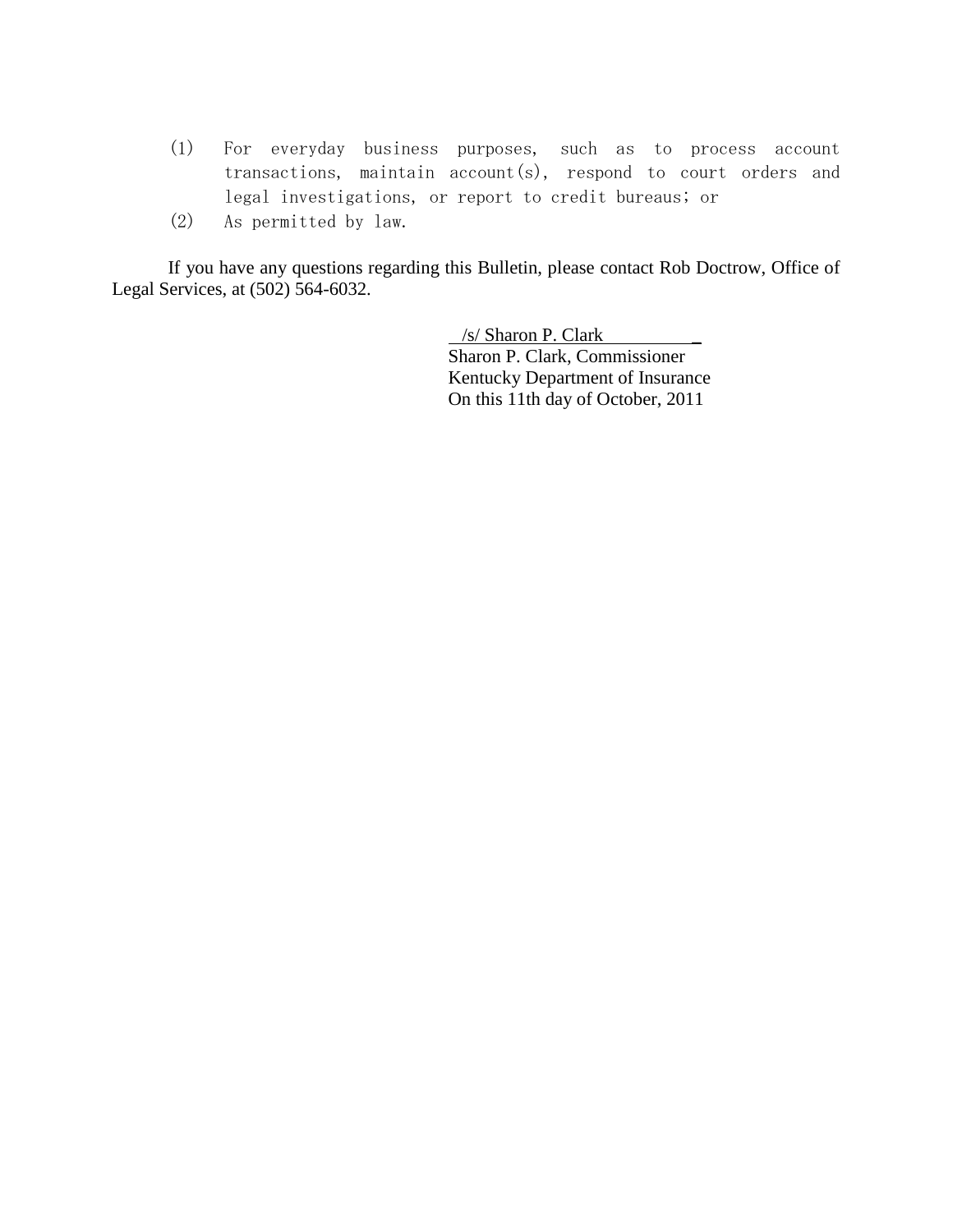(1) For everyday business purposes, such as to process account transactions, maintain account(s), respond to court orders and legal investigations, or report to credit bureaus; or
(2) As permitted by law.

If you have any questions regarding this Bulletin, please contact Rob Doctrow, Office of Legal Services, at (502) 564-6032.

/s/ Sharon P. Clark  
Sharon P. Clark, Commissioner  
Kentucky Department of Insurance  
On this 11th day of October, 2011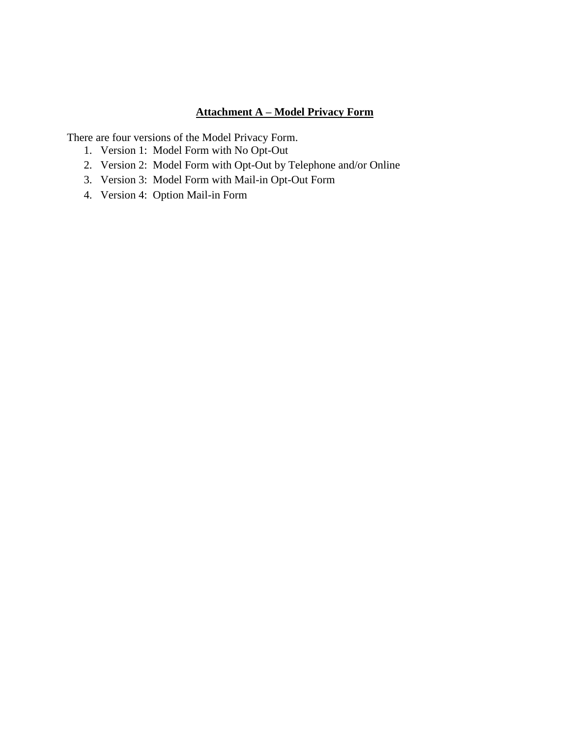## Attachment A – Model Privacy Form

There are four versions of the Model Privacy Form.

1. Version 1: Model Form with No Opt-Out
2. Version 2: Model Form with Opt-Out by Telephone and/or Online
3. Version 3: Model Form with Mail-in Opt-Out Form
4. Version 4: Option Mail-in Form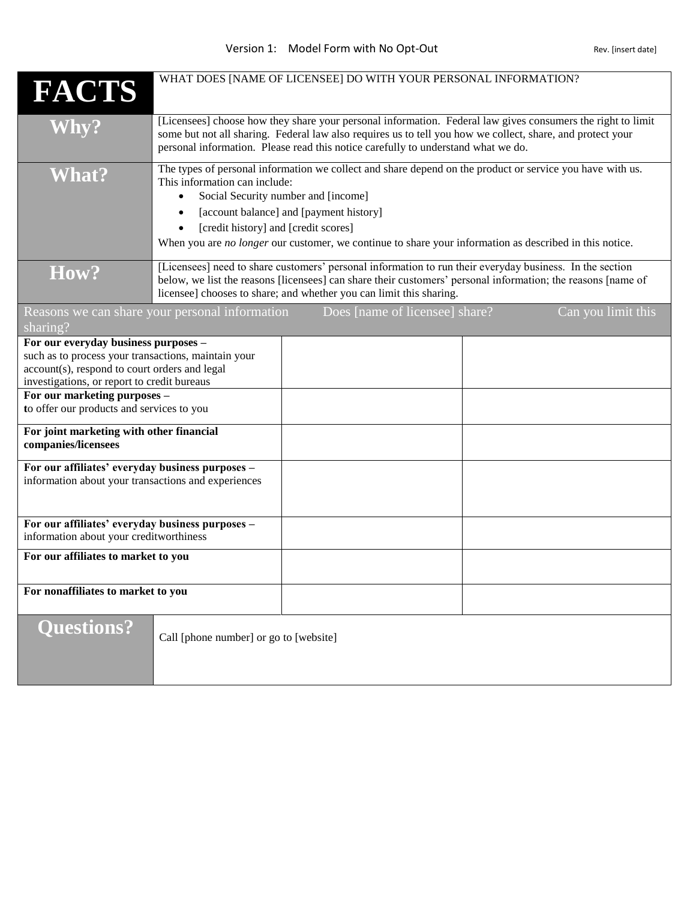Version 1: Model Form with No Opt-Out

Rev. [insert date]

| FACTS | WHAT DOES [NAME OF LICENSEE] DO WITH YOUR PERSONAL INFORMATION? |
|---|---|
| **Why?** | [Licensees] choose how they share your personal information. Federal law gives consumers the right to limit some but not all sharing. Federal law also requires us to tell you how we collect, share, and protect your personal information. Please read this notice carefully to understand what we do. |
| **What?** | The types of personal information we collect and share depend on the product or service you have with us. This information can include:<br>• Social Security number and [income]<br>• [account balance] and [payment history]<br>• [credit history] and [credit scores]<br>When you are *no longer* our customer, we continue to share your information as described in this notice. |
| **How?** | [Licensees] need to share customers' personal information to run their everyday business. In the section below, we list the reasons [licensees] can share their customers' personal information; the reasons [name of licensee] chooses to share; and whether you can limit this sharing. |

| Reasons we can share your personal information | Does [name of licensee] share? | Can you limit this sharing? |
|---|---|---|
| **For our everyday business purposes –** such as to process your transactions, maintain your account(s), respond to court orders and legal investigations, or report to credit bureaus | | |
| **For our marketing purposes –** to offer our products and services to you | | |
| **For joint marketing with other financial companies/licensees** | | |
| **For our affiliates' everyday business purposes –** information about your transactions and experiences | | |
| **For our affiliates' everyday business purposes –** information about your creditworthiness | | |
| **For our affiliates to market to you** | | |
| **For nonaffiliates to market to you** | | |

| **Questions?** | Call [phone number] or go to [website] |
|---|---|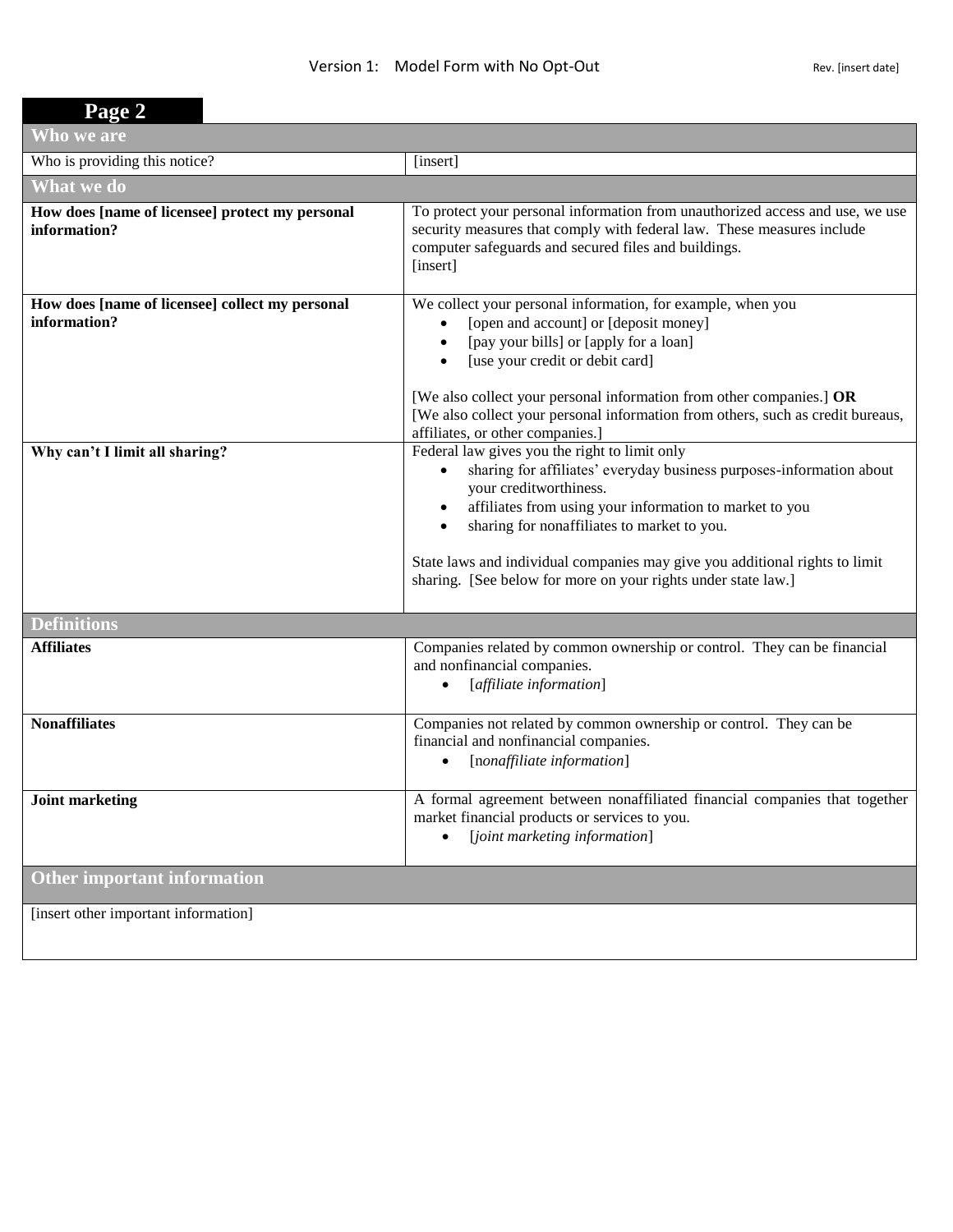Version 1: Model Form with No Opt-Out

Rev. [insert date]

**Page 2**

| **Who we are** | |
|---|---|
| Who is providing this notice? | [insert] |
| **What we do** | |
| **How does [name of licensee] protect my personal information?** | To protect your personal information from unauthorized access and use, we use security measures that comply with federal law. These measures include computer safeguards and secured files and buildings.<br>[insert] |
| **How does [name of licensee] collect my personal information?** | We collect your personal information, for example, when you<br>• [open and account] or [deposit money]<br>• [pay your bills] or [apply for a loan]<br>• [use your credit or debit card]<br><br>[We also collect your personal information from other companies.] **OR**<br>[We also collect your personal information from others, such as credit bureaus, affiliates, or other companies.] |
| **Why can't I limit all sharing?** | Federal law gives you the right to limit only<br>• sharing for affiliates' everyday business purposes-information about your creditworthiness.<br>• affiliates from using your information to market to you<br>• sharing for nonaffiliates to market to you.<br><br>State laws and individual companies may give you additional rights to limit sharing. [See below for more on your rights under state law.] |
| **Definitions** | |
| **Affiliates** | Companies related by common ownership or control. They can be financial and nonfinancial companies.<br>• [*affiliate information*] |
| **Nonaffiliates** | Companies not related by common ownership or control. They can be financial and nonfinancial companies.<br>• [n*onaffiliate information*] |
| **Joint marketing** | A formal agreement between nonaffiliated financial companies that together market financial products or services to you.<br>• [*joint marketing information*] |
| **Other important information** | |
| [insert other important information] | |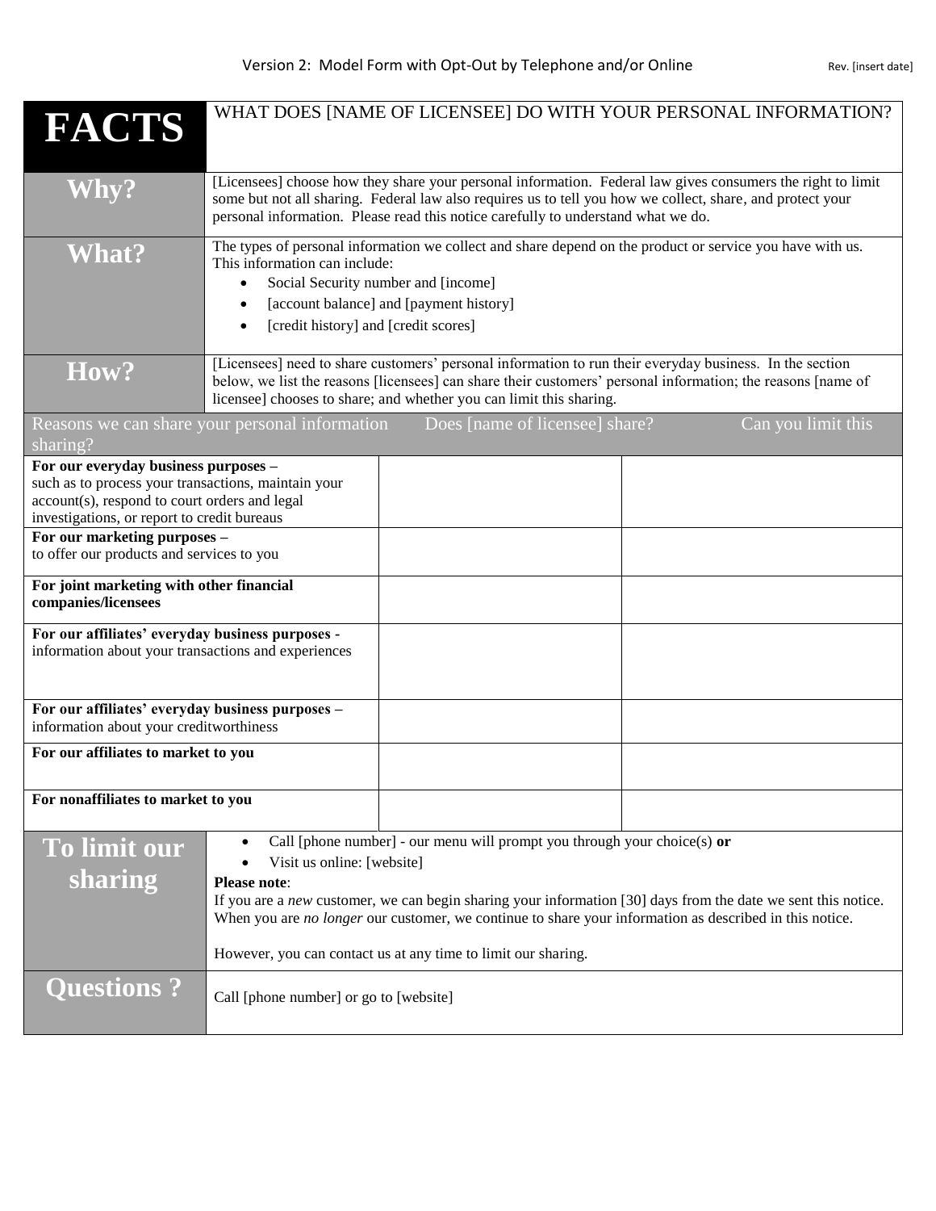Version 2: Model Form with Opt-Out by Telephone and/or Online

Rev. [insert date]

| **FACTS** | WHAT DOES [NAME OF LICENSEE] DO WITH YOUR PERSONAL INFORMATION? |
|---|---|
| **Why?** | [Licensees] choose how they share your personal information. Federal law gives consumers the right to limit some but not all sharing. Federal law also requires us to tell you how we collect, share, and protect your personal information. Please read this notice carefully to understand what we do. |
| **What?** | The types of personal information we collect and share depend on the product or service you have with us. This information can include: <br>• Social Security number and [income] <br>• [account balance] and [payment history] <br>• [credit history] and [credit scores] |
| **How?** | [Licensees] need to share customers' personal information to run their everyday business. In the section below, we list the reasons [licensees] can share their customers' personal information; the reasons [name of licensee] chooses to share; and whether you can limit this sharing. |

| Reasons we can share your personal information | Does [name of licensee] share? | Can you limit this sharing? |
|---|---|---|
| **For our everyday business purposes –** such as to process your transactions, maintain your account(s), respond to court orders and legal investigations, or report to credit bureaus | | |
| **For our marketing purposes –** to offer our products and services to you | | |
| **For joint marketing with other financial companies/licensees** | | |
| **For our affiliates' everyday business purposes -** information about your transactions and experiences | | |
| **For our affiliates' everyday business purposes –** information about your creditworthiness | | |
| **For our affiliates to market to you** | | |
| **For nonaffiliates to market to you** | | |

| | |
|---|---|
| **To limit our sharing** | • Call [phone number] - our menu will prompt you through your choice(s) **or** <br>• Visit us online: [website] <br>**Please note**: <br>If you are a *new* customer, we can begin sharing your information [30] days from the date we sent this notice. When you are *no longer* our customer, we continue to share your information as described in this notice. <br><br>However, you can contact us at any time to limit our sharing. |
| **Questions ?** | Call [phone number] or go to [website] |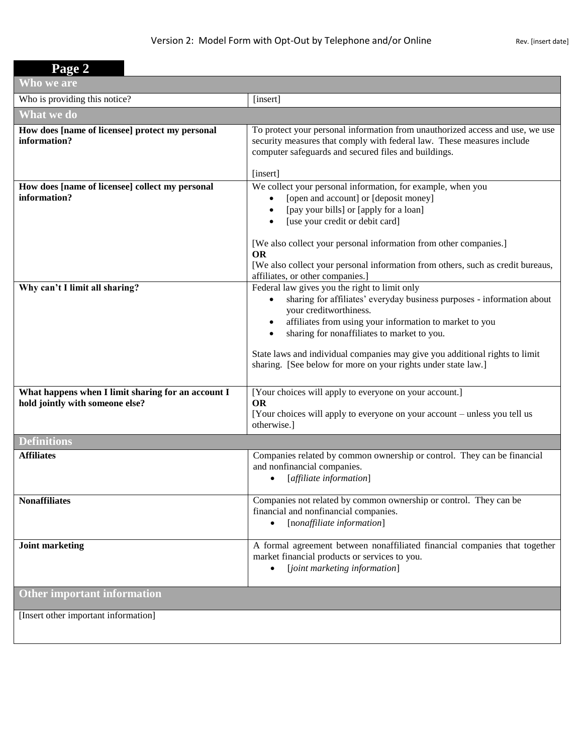Version 2: Model Form with Opt-Out by Telephone and/or Online

Rev. [insert date]

**Page 2**

| **Who we are** | |
|---|---|
| Who is providing this notice? | [insert] |
| **What we do** | |
| **How does [name of licensee] protect my personal information?** | To protect your personal information from unauthorized access and use, we use security measures that comply with federal law. These measures include computer safeguards and secured files and buildings.<br><br>[insert] |
| **How does [name of licensee] collect my personal information?** | We collect your personal information, for example, when you<br>• [open and account] or [deposit money]<br>• [pay your bills] or [apply for a loan]<br>• [use your credit or debit card]<br><br>[We also collect your personal information from other companies.]<br>**OR**<br>[We also collect your personal information from others, such as credit bureaus, affiliates, or other companies.] |
| **Why can't I limit all sharing?** | Federal law gives you the right to limit only<br>• sharing for affiliates' everyday business purposes - information about your creditworthiness.<br>• affiliates from using your information to market to you<br>• sharing for nonaffiliates to market to you.<br><br>State laws and individual companies may give you additional rights to limit sharing. [See below for more on your rights under state law.] |
| **What happens when I limit sharing for an account I hold jointly with someone else?** | [Your choices will apply to everyone on your account.]<br>**OR**<br>[Your choices will apply to everyone on your account – unless you tell us otherwise.] |
| **Definitions** | |
| **Affiliates** | Companies related by common ownership or control. They can be financial and nonfinancial companies.<br>• [*affiliate information*] |
| **Nonaffiliates** | Companies not related by common ownership or control. They can be financial and nonfinancial companies.<br>• [*nonaffiliate information*] |
| **Joint marketing** | A formal agreement between nonaffiliated financial companies that together market financial products or services to you.<br>• [*joint marketing information*] |
| **Other important information** | |
| [Insert other important information] | |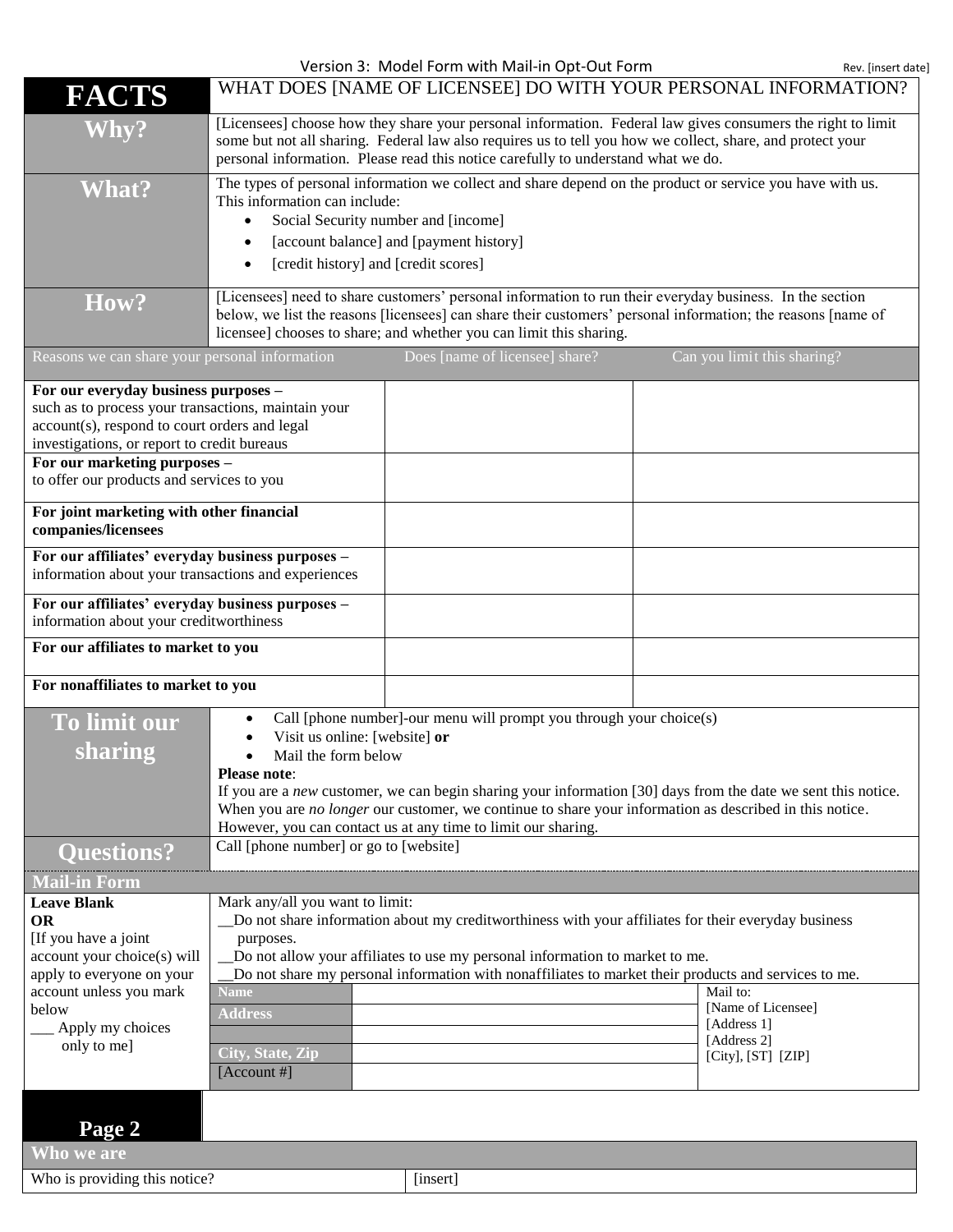Version 3: Model Form with Mail-in Opt-Out Form

Rev. [insert date]

| **FACTS** | WHAT DOES [NAME OF LICENSEE] DO WITH YOUR PERSONAL INFORMATION? |
|---|---|
| **Why?** | [Licensees] choose how they share your personal information. Federal law gives consumers the right to limit some but not all sharing. Federal law also requires us to tell you how we collect, share, and protect your personal information. Please read this notice carefully to understand what we do. |
| **What?** | The types of personal information we collect and share depend on the product or service you have with us. This information can include:<br>• Social Security number and [income]<br>• [account balance] and [payment history]<br>• [credit history] and [credit scores] |
| **How?** | [Licensees] need to share customers' personal information to run their everyday business. In the section below, we list the reasons [licensees] can share their customers' personal information; the reasons [name of licensee] chooses to share; and whether you can limit this sharing. |

| Reasons we can share your personal information | Does [name of licensee] share? | Can you limit this sharing? |
|---|---|---|
| **For our everyday business purposes –** such as to process your transactions, maintain your account(s), respond to court orders and legal investigations, or report to credit bureaus | | |
| **For our marketing purposes –** to offer our products and services to you | | |
| **For joint marketing with other financial companies/licensees** | | |
| **For our affiliates' everyday business purposes –** information about your transactions and experiences | | |
| **For our affiliates' everyday business purposes –** information about your creditworthiness | | |
| **For our affiliates to market to you** | | |
| **For nonaffiliates to market to you** | | |

| | |
|---|---|
| **To limit our sharing** | • Call [phone number]-our menu will prompt you through your choice(s)<br>• Visit us online: [website] **or**<br>• Mail the form below<br>**Please note**:<br>If you are a *new* customer, we can begin sharing your information [30] days from the date we sent this notice. When you are *no longer* our customer, we continue to share your information as described in this notice. However, you can contact us at any time to limit our sharing. |
| **Questions?** | Call [phone number] or go to [website] |

**Mail-in Form**

| | | | |
|---|---|---|---|
| **Leave Blank**<br>**OR**<br>[If you have a joint account your choice(s) will apply to everyone on your account unless you mark below<br>___ Apply my choices only to me] | Mark any/all you want to limit:<br>__Do not share information about my creditworthiness with your affiliates for their everyday business purposes.<br>__Do not allow your affiliates to use my personal information to market to me.<br>__Do not share my personal information with nonaffiliates to market their products and services to me. | | |
| | **Name** | | Mail to:<br>[Name of Licensee]<br>[Address 1]<br>[Address 2]<br>[City], [ST] [ZIP] |
| | **Address** | | |
| | | | |
| | **City, State, Zip** | | |
| | [Account #] | | |

**Page 2**

**Who we are**

| | |
|---|---|
| Who is providing this notice? | [insert] |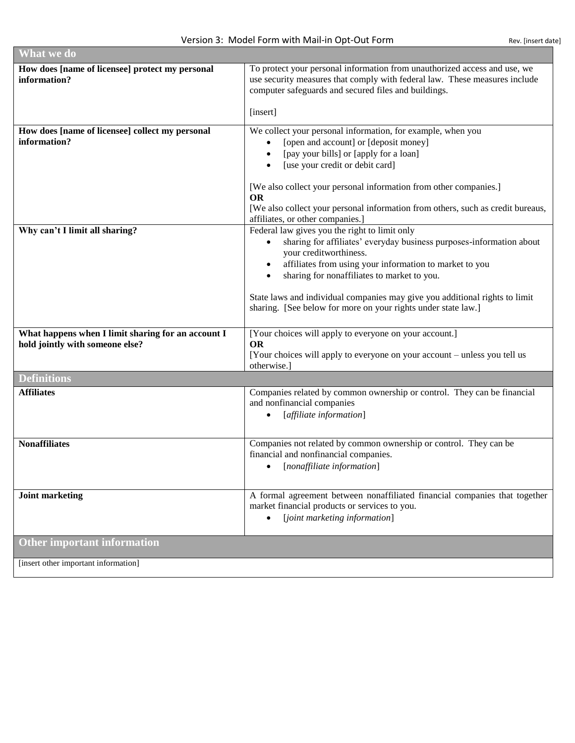Version 3: Model Form with Mail-in Opt-Out Form

Rev. [insert date]

| What we do | |
|---|---|
| **How does [name of licensee] protect my personal information?** | To protect your personal information from unauthorized access and use, we use security measures that comply with federal law. These measures include computer safeguards and secured files and buildings.<br><br>[insert] |
| **How does [name of licensee] collect my personal information?** | We collect your personal information, for example, when you<br>• [open and account] or [deposit money]<br>• [pay your bills] or [apply for a loan]<br>• [use your credit or debit card]<br><br>[We also collect your personal information from other companies.]<br>**OR**<br>[We also collect your personal information from others, such as credit bureaus, affiliates, or other companies.] |
| **Why can't I limit all sharing?** | Federal law gives you the right to limit only<br>• sharing for affiliates' everyday business purposes-information about your creditworthiness.<br>• affiliates from using your information to market to you<br>• sharing for nonaffiliates to market to you.<br><br>State laws and individual companies may give you additional rights to limit sharing. [See below for more on your rights under state law.] |
| **What happens when I limit sharing for an account I hold jointly with someone else?** | [Your choices will apply to everyone on your account.]<br>**OR**<br>[Your choices will apply to everyone on your account – unless you tell us otherwise.] |

| Definitions | |
|---|---|
| **Affiliates** | Companies related by common ownership or control. They can be financial and nonfinancial companies<br>• [*affiliate information*] |
| **Nonaffiliates** | Companies not related by common ownership or control. They can be financial and nonfinancial companies.<br>• [*nonaffiliate information*] |
| **Joint marketing** | A formal agreement between nonaffiliated financial companies that together market financial products or services to you.<br>• [*joint marketing information*] |

| Other important information |
|---|
| [insert other important information] |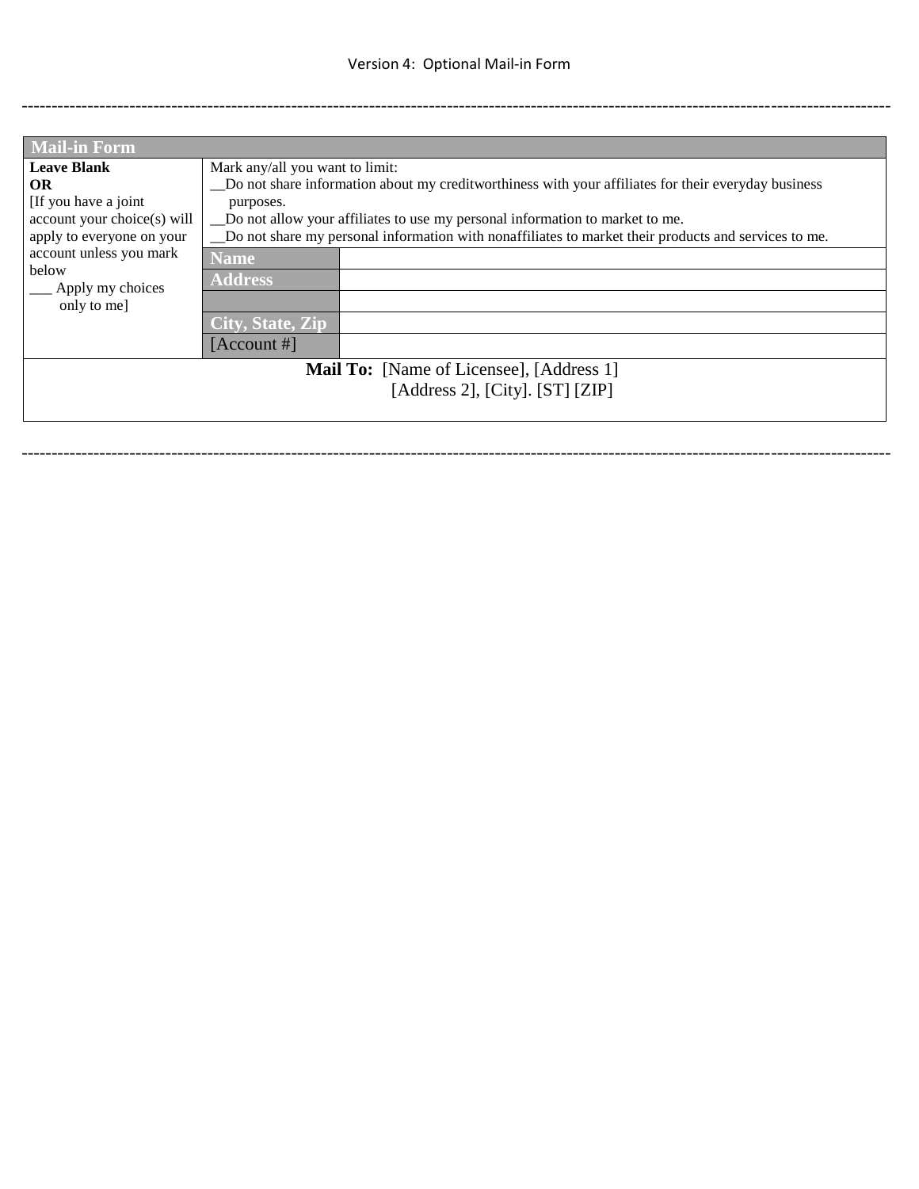Version 4: Optional Mail-in Form

---

| Mail-in Form | | |
|---|---|---|
| **Leave Blank**<br>**OR**<br>[If you have a joint account your choice(s) will apply to everyone on your account unless you mark below<br>___ Apply my choices only to me] | Mark any/all you want to limit:<br>__Do not share information about my creditworthiness with your affiliates for their everyday business purposes.<br>__Do not allow your affiliates to use my personal information to market to me.<br>__Do not share my personal information with nonaffiliates to market their products and services to me. | |
| | **Name** | |
| | **Address** | |
| | | |
| | **City, State, Zip** | |
| | [Account #] | |
| **Mail To:** [Name of Licensee], [Address 1]<br>[Address 2], [City]. [ST] [ZIP] | | |

---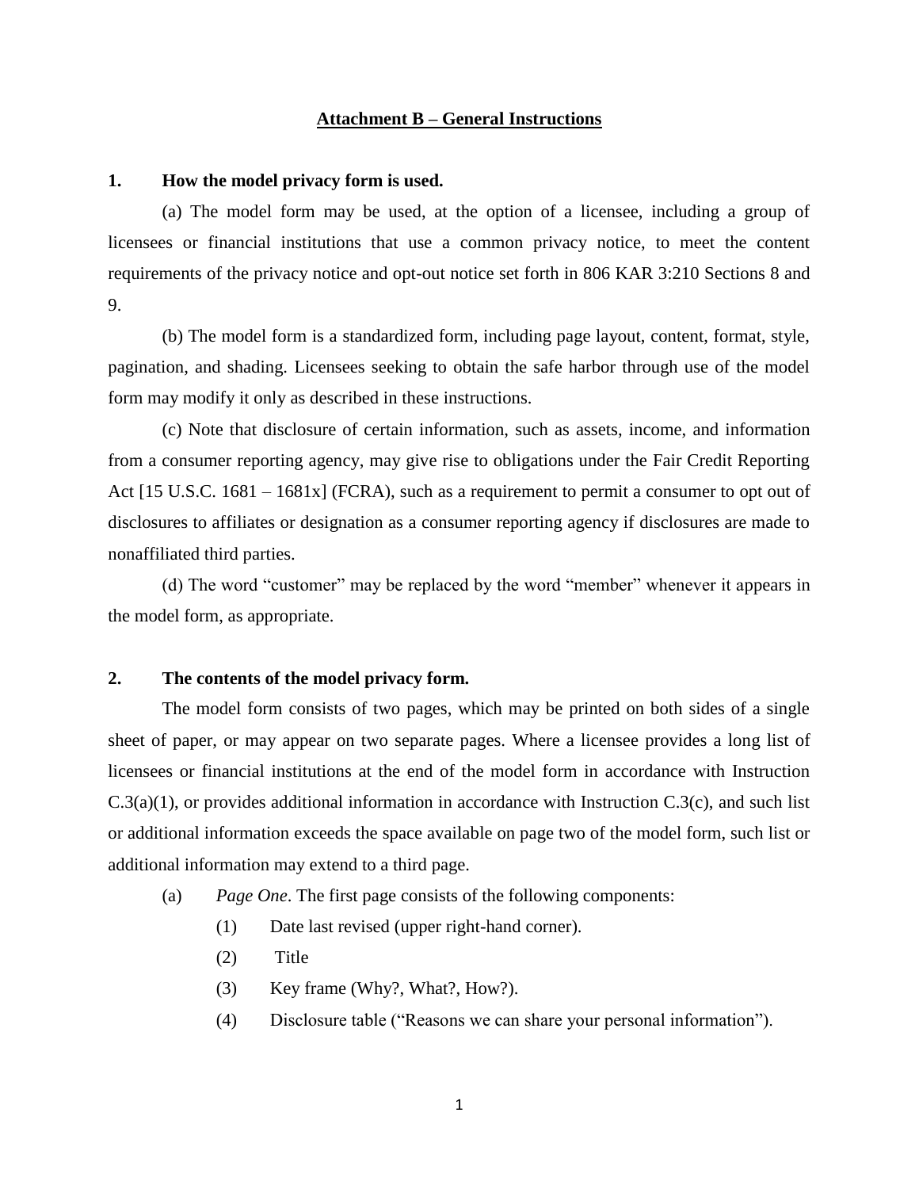# Attachment B – General Instructions

## 1. How the model privacy form is used.

(a) The model form may be used, at the option of a licensee, including a group of licensees or financial institutions that use a common privacy notice, to meet the content requirements of the privacy notice and opt-out notice set forth in 806 KAR 3:210 Sections 8 and 9.

(b) The model form is a standardized form, including page layout, content, format, style, pagination, and shading. Licensees seeking to obtain the safe harbor through use of the model form may modify it only as described in these instructions.

(c) Note that disclosure of certain information, such as assets, income, and information from a consumer reporting agency, may give rise to obligations under the Fair Credit Reporting Act [15 U.S.C. 1681 – 1681x] (FCRA), such as a requirement to permit a consumer to opt out of disclosures to affiliates or designation as a consumer reporting agency if disclosures are made to nonaffiliated third parties.

(d) The word "customer" may be replaced by the word "member" whenever it appears in the model form, as appropriate.

## 2. The contents of the model privacy form.

The model form consists of two pages, which may be printed on both sides of a single sheet of paper, or may appear on two separate pages. Where a licensee provides a long list of licensees or financial institutions at the end of the model form in accordance with Instruction C.3(a)(1), or provides additional information in accordance with Instruction C.3(c), and such list or additional information exceeds the space available on page two of the model form, such list or additional information may extend to a third page.

(a) *Page One*. The first page consists of the following components:

(1) Date last revised (upper right-hand corner).

(2) Title

(3) Key frame (Why?, What?, How?).

(4) Disclosure table ("Reasons we can share your personal information").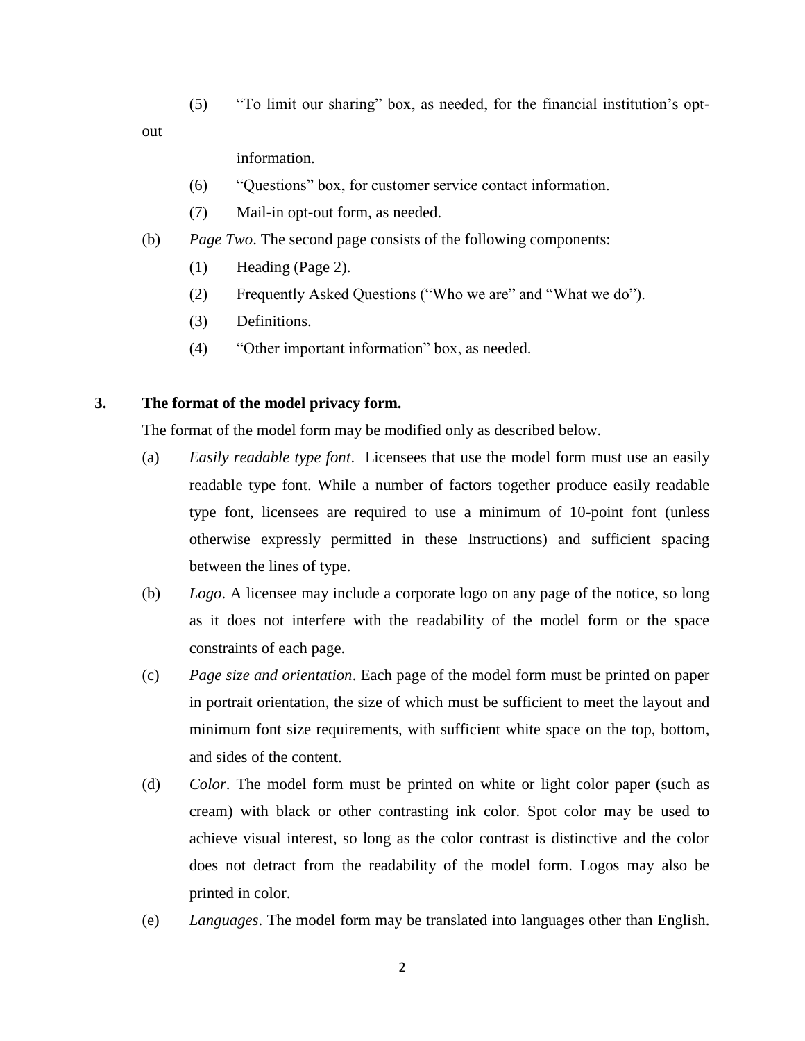(5) "To limit our sharing" box, as needed, for the financial institution's opt-out information.

(6) "Questions" box, for customer service contact information.

(7) Mail-in opt-out form, as needed.

(b) *Page Two*. The second page consists of the following components:

(1) Heading (Page 2).

(2) Frequently Asked Questions ("Who we are" and "What we do").

(3) Definitions.

(4) "Other important information" box, as needed.

**3. The format of the model privacy form.**

The format of the model form may be modified only as described below.

(a) *Easily readable type font*. Licensees that use the model form must use an easily readable type font. While a number of factors together produce easily readable type font, licensees are required to use a minimum of 10-point font (unless otherwise expressly permitted in these Instructions) and sufficient spacing between the lines of type.

(b) *Logo*. A licensee may include a corporate logo on any page of the notice, so long as it does not interfere with the readability of the model form or the space constraints of each page.

(c) *Page size and orientation*. Each page of the model form must be printed on paper in portrait orientation, the size of which must be sufficient to meet the layout and minimum font size requirements, with sufficient white space on the top, bottom, and sides of the content.

(d) *Color*. The model form must be printed on white or light color paper (such as cream) with black or other contrasting ink color. Spot color may be used to achieve visual interest, so long as the color contrast is distinctive and the color does not detract from the readability of the model form. Logos may also be printed in color.

(e) *Languages*. The model form may be translated into languages other than English.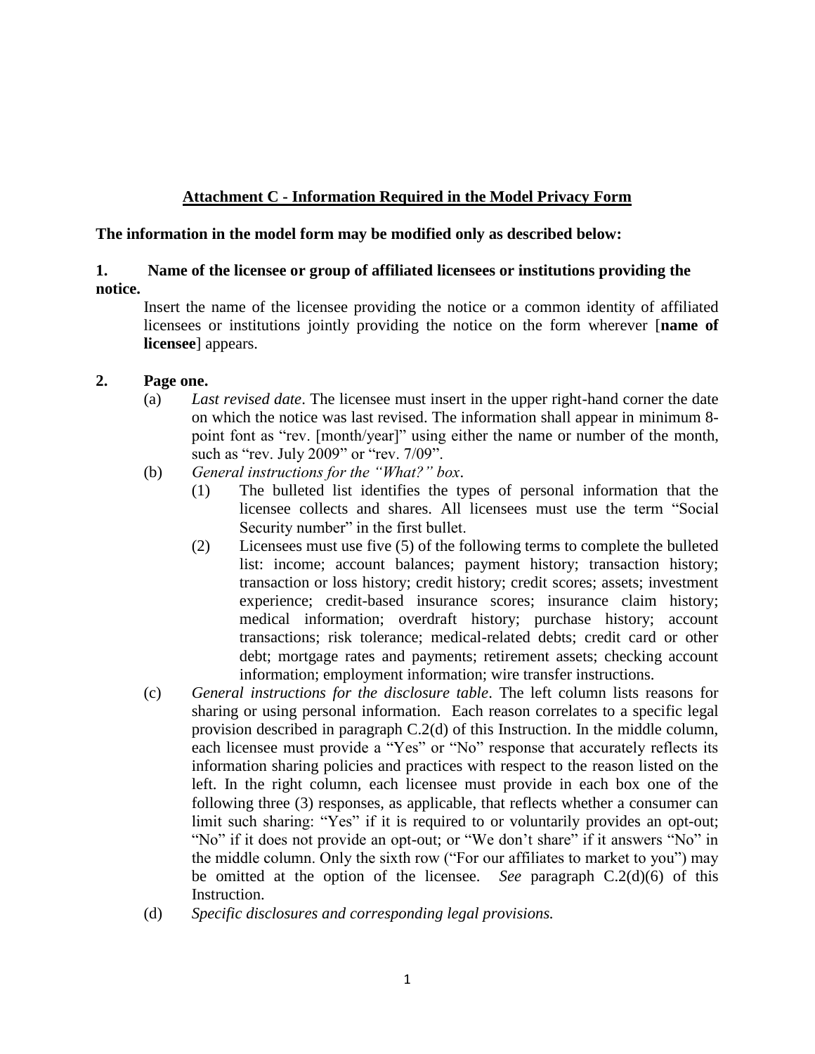## Attachment C - Information Required in the Model Privacy Form

**The information in the model form may be modified only as described below:**

**1. Name of the licensee or group of affiliated licensees or institutions providing the notice.**

Insert the name of the licensee providing the notice or a common identity of affiliated licensees or institutions jointly providing the notice on the form wherever [**name of licensee**] appears.

**2. Page one.**

(a) *Last revised date*. The licensee must insert in the upper right-hand corner the date on which the notice was last revised. The information shall appear in minimum 8-point font as "rev. [month/year]" using either the name or number of the month, such as "rev. July 2009" or "rev. 7/09".

(b) *General instructions for the "What?" box*.

(1) The bulleted list identifies the types of personal information that the licensee collects and shares. All licensees must use the term "Social Security number" in the first bullet.

(2) Licensees must use five (5) of the following terms to complete the bulleted list: income; account balances; payment history; transaction history; transaction or loss history; credit history; credit scores; assets; investment experience; credit-based insurance scores; insurance claim history; medical information; overdraft history; purchase history; account transactions; risk tolerance; medical-related debts; credit card or other debt; mortgage rates and payments; retirement assets; checking account information; employment information; wire transfer instructions.

(c) *General instructions for the disclosure table*. The left column lists reasons for sharing or using personal information. Each reason correlates to a specific legal provision described in paragraph C.2(d) of this Instruction. In the middle column, each licensee must provide a "Yes" or "No" response that accurately reflects its information sharing policies and practices with respect to the reason listed on the left. In the right column, each licensee must provide in each box one of the following three (3) responses, as applicable, that reflects whether a consumer can limit such sharing: "Yes" if it is required to or voluntarily provides an opt-out; "No" if it does not provide an opt-out; or "We don't share" if it answers "No" in the middle column. Only the sixth row ("For our affiliates to market to you") may be omitted at the option of the licensee. *See* paragraph C.2(d)(6) of this Instruction.

(d) *Specific disclosures and corresponding legal provisions.*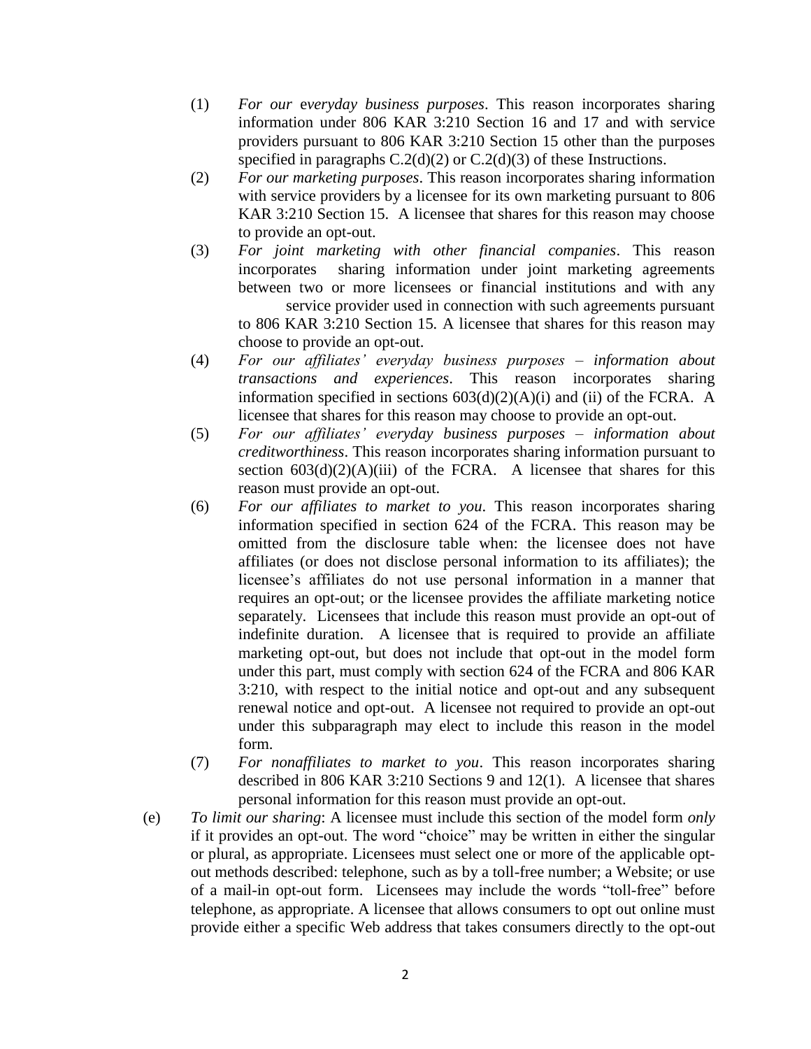(1) *For our everyday business purposes*. This reason incorporates sharing information under 806 KAR 3:210 Section 16 and 17 and with service providers pursuant to 806 KAR 3:210 Section 15 other than the purposes specified in paragraphs C.2(d)(2) or C.2(d)(3) of these Instructions.

(2) *For our marketing purposes*. This reason incorporates sharing information with service providers by a licensee for its own marketing pursuant to 806 KAR 3:210 Section 15. A licensee that shares for this reason may choose to provide an opt-out.

(3) *For joint marketing with other financial companies*. This reason incorporates sharing information under joint marketing agreements between two or more licensees or financial institutions and with any service provider used in connection with such agreements pursuant to 806 KAR 3:210 Section 15. A licensee that shares for this reason may choose to provide an opt-out.

(4) *For our affiliates' everyday business purposes – information about transactions and experiences*. This reason incorporates sharing information specified in sections 603(d)(2)(A)(i) and (ii) of the FCRA. A licensee that shares for this reason may choose to provide an opt-out.

(5) *For our affiliates' everyday business purposes – information about creditworthiness*. This reason incorporates sharing information pursuant to section 603(d)(2)(A)(iii) of the FCRA. A licensee that shares for this reason must provide an opt-out.

(6) *For our affiliates to market to you*. This reason incorporates sharing information specified in section 624 of the FCRA. This reason may be omitted from the disclosure table when: the licensee does not have affiliates (or does not disclose personal information to its affiliates); the licensee's affiliates do not use personal information in a manner that requires an opt-out; or the licensee provides the affiliate marketing notice separately. Licensees that include this reason must provide an opt-out of indefinite duration. A licensee that is required to provide an affiliate marketing opt-out, but does not include that opt-out in the model form under this part, must comply with section 624 of the FCRA and 806 KAR 3:210, with respect to the initial notice and opt-out and any subsequent renewal notice and opt-out. A licensee not required to provide an opt-out under this subparagraph may elect to include this reason in the model form.

(7) *For nonaffiliates to market to you*. This reason incorporates sharing described in 806 KAR 3:210 Sections 9 and 12(1). A licensee that shares personal information for this reason must provide an opt-out.

(e) *To limit our sharing*: A licensee must include this section of the model form *only* if it provides an opt-out. The word "choice" may be written in either the singular or plural, as appropriate. Licensees must select one or more of the applicable opt-out methods described: telephone, such as by a toll-free number; a Website; or use of a mail-in opt-out form. Licensees may include the words "toll-free" before telephone, as appropriate. A licensee that allows consumers to opt out online must provide either a specific Web address that takes consumers directly to the opt-out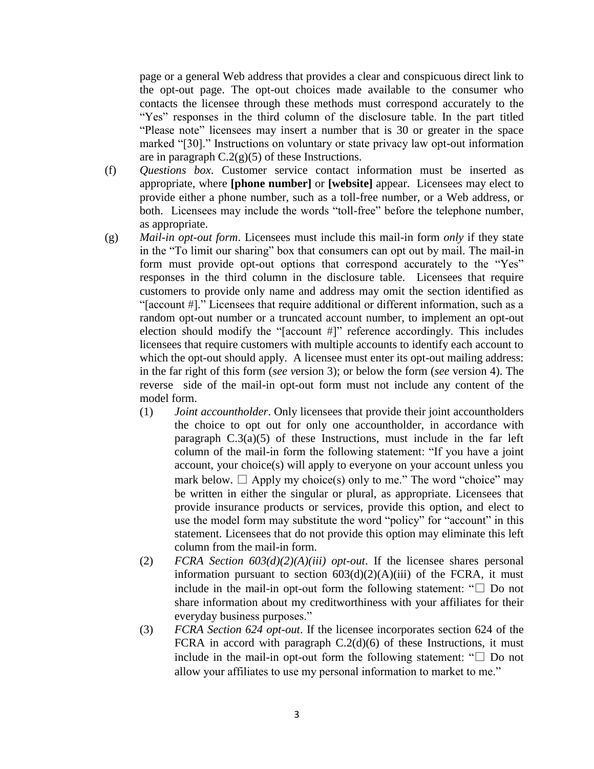page or a general Web address that provides a clear and conspicuous direct link to the opt-out page. The opt-out choices made available to the consumer who contacts the licensee through these methods must correspond accurately to the "Yes" responses in the third column of the disclosure table. In the part titled "Please note" licensees may insert a number that is 30 or greater in the space marked "[30]." Instructions on voluntary or state privacy law opt-out information are in paragraph C.2(g)(5) of these Instructions.

(f) *Questions box*. Customer service contact information must be inserted as appropriate, where **[phone number]** or **[website]** appear. Licensees may elect to provide either a phone number, such as a toll-free number, or a Web address, or both. Licensees may include the words "toll-free" before the telephone number, as appropriate.

(g) *Mail-in opt-out form*. Licensees must include this mail-in form *only* if they state in the "To limit our sharing" box that consumers can opt out by mail. The mail-in form must provide opt-out options that correspond accurately to the "Yes" responses in the third column in the disclosure table. Licensees that require customers to provide only name and address may omit the section identified as "[account #]." Licensees that require additional or different information, such as a random opt-out number or a truncated account number, to implement an opt-out election should modify the "[account #]" reference accordingly. This includes licensees that require customers with multiple accounts to identify each account to which the opt-out should apply. A licensee must enter its opt-out mailing address: in the far right of this form (*see v*ersion 3); or below the form (*see* version 4). The reverse side of the mail-in opt-out form must not include any content of the model form.

   (1) *Joint accountholder*. Only licensees that provide their joint accountholders the choice to opt out for only one accountholder, in accordance with paragraph C.3(a)(5) of these Instructions, must include in the far left column of the mail-in form the following statement: "If you have a joint account, your choice(s) will apply to everyone on your account unless you mark below. ☐ Apply my choice(s) only to me." The word "choice" may be written in either the singular or plural, as appropriate. Licensees that provide insurance products or services, provide this option, and elect to use the model form may substitute the word "policy" for "account" in this statement. Licensees that do not provide this option may eliminate this left column from the mail-in form.

   (2) *FCRA Section 603(d)(2)(A)(iii) opt-out*. If the licensee shares personal information pursuant to section 603(d)(2)(A)(iii) of the FCRA, it must include in the mail-in opt-out form the following statement: "☐ Do not share information about my creditworthiness with your affiliates for their everyday business purposes."

   (3) *FCRA Section 624 opt-out*. If the licensee incorporates section 624 of the FCRA in accord with paragraph C.2(d)(6) of these Instructions, it must include in the mail-in opt-out form the following statement: "☐ Do not allow your affiliates to use my personal information to market to me."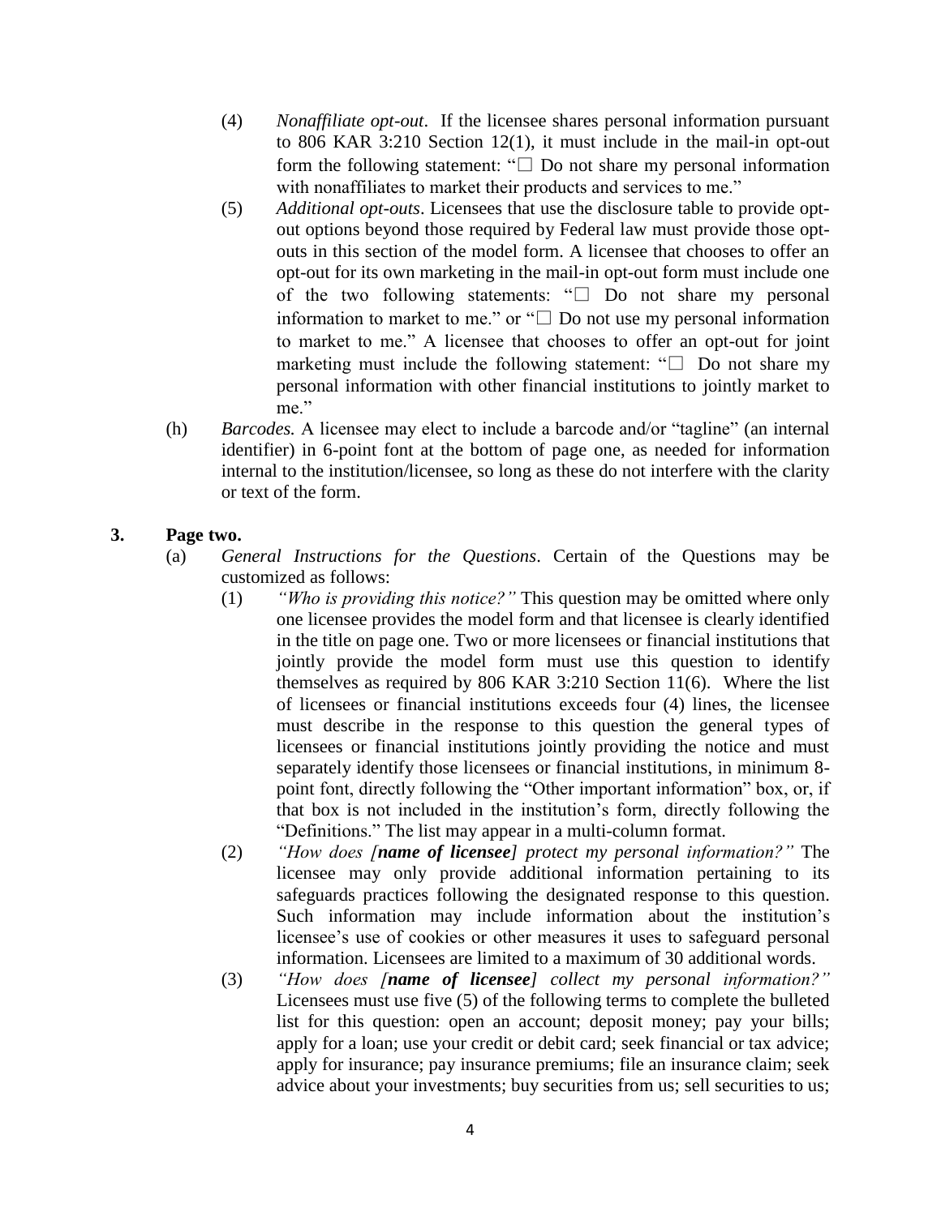(4) *Nonaffiliate opt-out*. If the licensee shares personal information pursuant to 806 KAR 3:210 Section 12(1), it must include in the mail-in opt-out form the following statement: "☐ Do not share my personal information with nonaffiliates to market their products and services to me."

(5) *Additional opt-outs*. Licensees that use the disclosure table to provide opt-out options beyond those required by Federal law must provide those opt-outs in this section of the model form. A licensee that chooses to offer an opt-out for its own marketing in the mail-in opt-out form must include one of the two following statements: "☐ Do not share my personal information to market to me." or "☐ Do not use my personal information to market to me." A licensee that chooses to offer an opt-out for joint marketing must include the following statement: "☐ Do not share my personal information with other financial institutions to jointly market to me."

(h) *Barcodes.* A licensee may elect to include a barcode and/or "tagline" (an internal identifier) in 6-point font at the bottom of page one, as needed for information internal to the institution/licensee, so long as these do not interfere with the clarity or text of the form.

**3. Page two.**

(a) *General Instructions for the Questions*. Certain of the Questions may be customized as follows:

(1) *"Who is providing this notice?"* This question may be omitted where only one licensee provides the model form and that licensee is clearly identified in the title on page one. Two or more licensees or financial institutions that jointly provide the model form must use this question to identify themselves as required by 806 KAR 3:210 Section 11(6). Where the list of licensees or financial institutions exceeds four (4) lines, the licensee must describe in the response to this question the general types of licensees or financial institutions jointly providing the notice and must separately identify those licensees or financial institutions, in minimum 8-point font, directly following the "Other important information" box, or, if that box is not included in the institution's form, directly following the "Definitions." The list may appear in a multi-column format.

(2) *"How does [**name of licensee**] protect my personal information?"* The licensee may only provide additional information pertaining to its safeguards practices following the designated response to this question. Such information may include information about the institution's licensee's use of cookies or other measures it uses to safeguard personal information. Licensees are limited to a maximum of 30 additional words.

(3) *"How does [**name of licensee**] collect my personal information?"* Licensees must use five (5) of the following terms to complete the bulleted list for this question: open an account; deposit money; pay your bills; apply for a loan; use your credit or debit card; seek financial or tax advice; apply for insurance; pay insurance premiums; file an insurance claim; seek advice about your investments; buy securities from us; sell securities to us;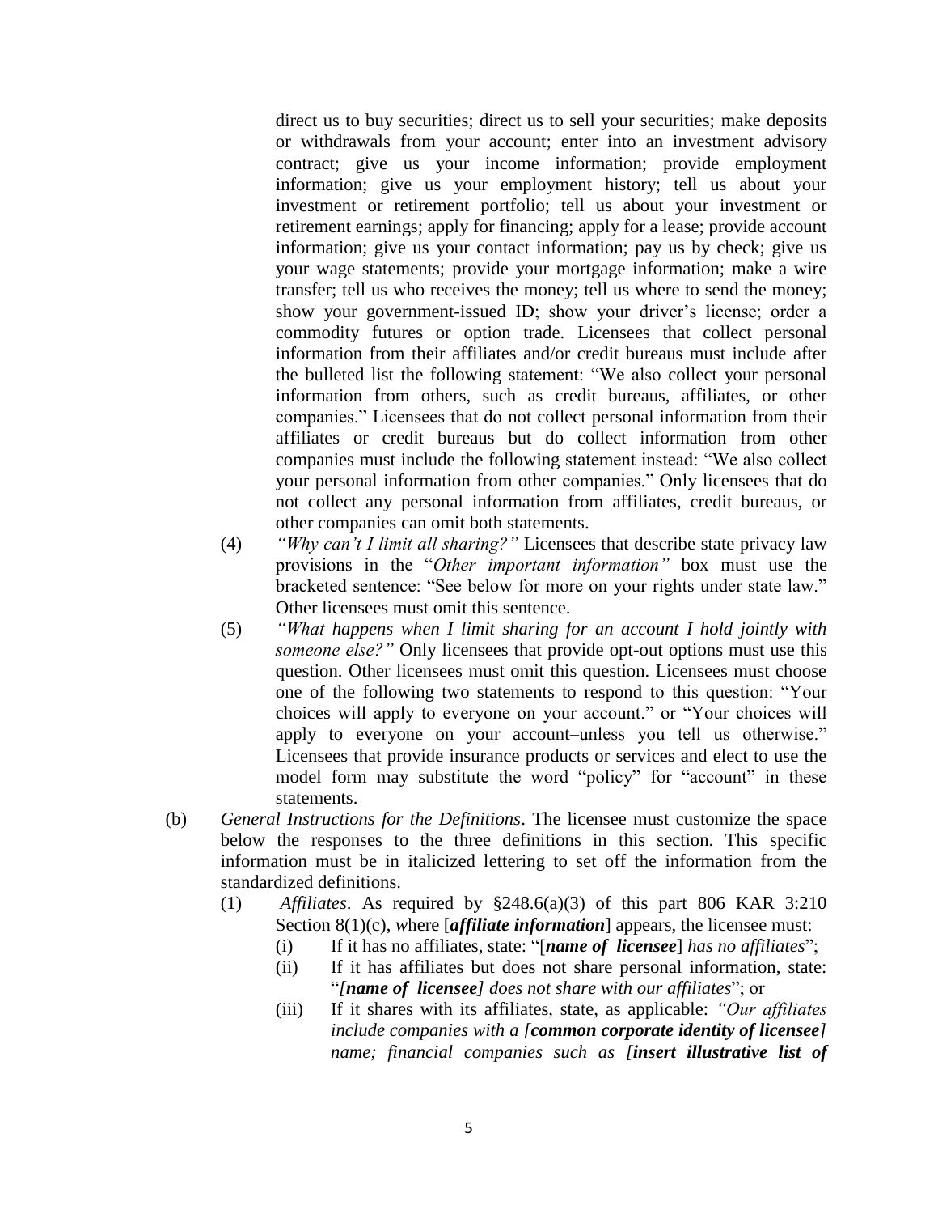direct us to buy securities; direct us to sell your securities; make deposits or withdrawals from your account; enter into an investment advisory contract; give us your income information; provide employment information; give us your employment history; tell us about your investment or retirement portfolio; tell us about your investment or retirement earnings; apply for financing; apply for a lease; provide account information; give us your contact information; pay us by check; give us your wage statements; provide your mortgage information; make a wire transfer; tell us who receives the money; tell us where to send the money; show your government-issued ID; show your driver's license; order a commodity futures or option trade. Licensees that collect personal information from their affiliates and/or credit bureaus must include after the bulleted list the following statement: "We also collect your personal information from others, such as credit bureaus, affiliates, or other companies." Licensees that do not collect personal information from their affiliates or credit bureaus but do collect information from other companies must include the following statement instead: "We also collect your personal information from other companies." Only licensees that do not collect any personal information from affiliates, credit bureaus, or other companies can omit both statements.

(4) *"Why can't I limit all sharing?"* Licensees that describe state privacy law provisions in the "*Other important information"* box must use the bracketed sentence: "See below for more on your rights under state law." Other licensees must omit this sentence.

(5) *"What happens when I limit sharing for an account I hold jointly with someone else?"* Only licensees that provide opt-out options must use this question. Other licensees must omit this question. Licensees must choose one of the following two statements to respond to this question: "Your choices will apply to everyone on your account." or "Your choices will apply to everyone on your account–unless you tell us otherwise." Licensees that provide insurance products or services and elect to use the model form may substitute the word "policy" for "account" in these statements.

(b) *General Instructions for the Definitions*. The licensee must customize the space below the responses to the three definitions in this section. This specific information must be in italicized lettering to set off the information from the standardized definitions.

(1) *Affiliates*. As required by §248.6(a)(3) of this part 806 KAR 3:210 Section 8(1)(c), *w*here [***affiliate information***] appears, the licensee must:

(i) If it has no affiliates, state: "[***name of licensee***] *has no affiliates*";

(ii) If it has affiliates but does not share personal information, state: "*[**name of licensee**] does not share with our affiliates*"; or

(iii) If it shares with its affiliates, state, as applicable: *"Our affiliates include companies with a [**common corporate identity of licensee**] name; financial companies such as [**insert illustrative list of***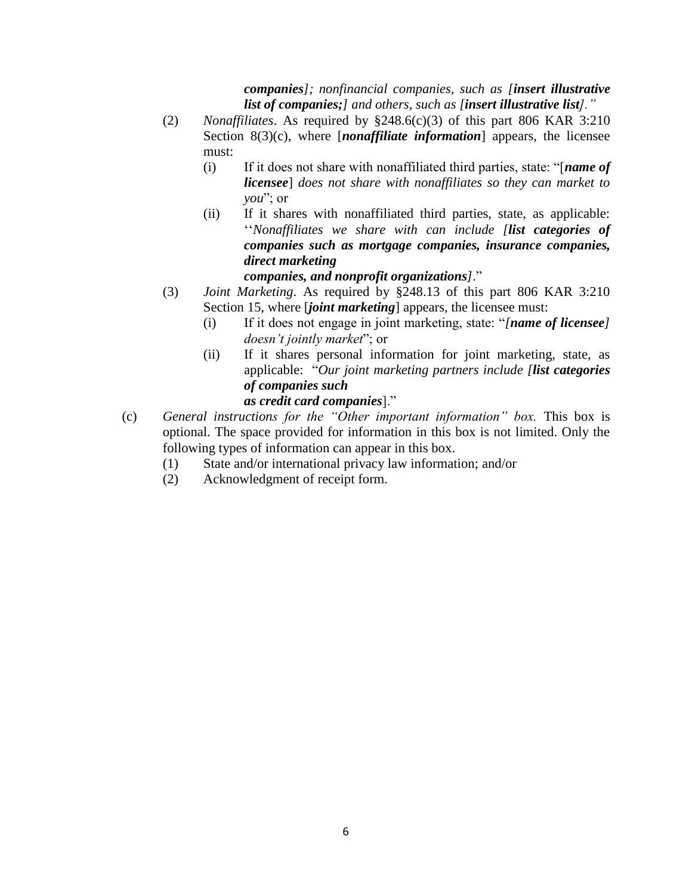***companies]; nonfinancial companies, such as [insert illustrative list of companies;] and others, such as [insert illustrative list].”***

(2) *Nonaffiliates*. As required by §248.6(c)(3) of this part 806 KAR 3:210 Section 8(3)(c), where [***nonaffiliate information***] appears, the licensee must:

(i) If it does not share with nonaffiliated third parties, state: “[***name of licensee***] *does not share with nonaffiliates so they can market to you*”; or

(ii) If it shares with nonaffiliated third parties, state, as applicable: ‘‘*Nonaffiliates we share with can include [**list categories of companies such as mortgage companies, insurance companies, direct marketing companies, and nonprofit organizations**]*.”

(3) *Joint Marketing*. As required by §248.13 of this part 806 KAR 3:210 Section 15, where [***joint marketing***] appears, the licensee must:

(i) If it does not engage in joint marketing, state: “*[**name of licensee**] doesn’t jointly market*”; or

(ii) If it shares personal information for joint marketing, state, as applicable: “*Our joint marketing partners include [**list categories of companies such as credit card companies**]*.”

(c) *General instructions for the “Other important information” box.* This box is optional. The space provided for information in this box is not limited. Only the following types of information can appear in this box.

(1) State and/or international privacy law information; and/or

(2) Acknowledgment of receipt form.